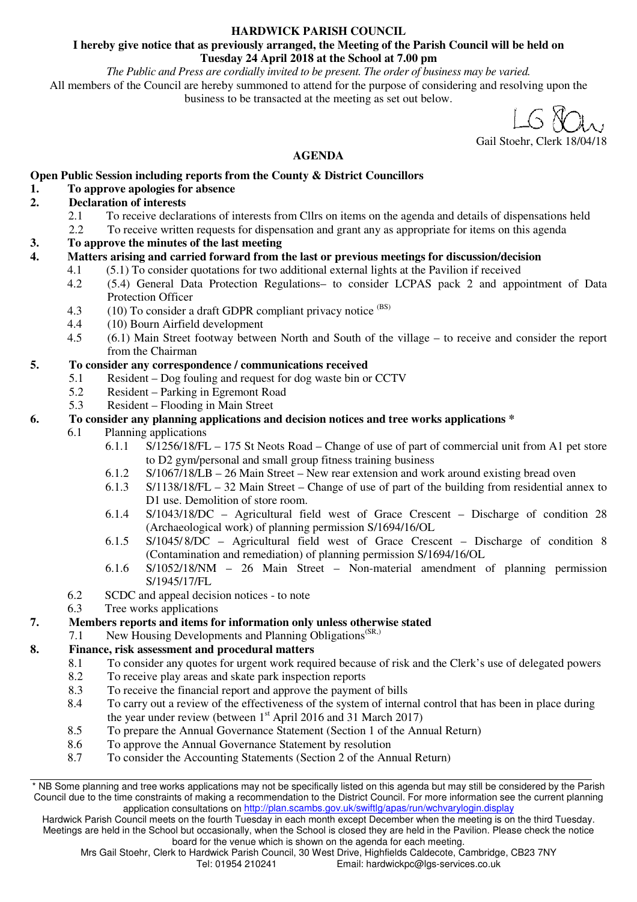**HARDWICK PARISH COUNCIL**

**I hereby give notice that as previously arranged, the Meeting of the Parish Council will be held on Tuesday 24 April 2018 at the School at 7.00 pm**

*The Public and Press are cordially invited to be present. The order of business may be varied.*

All members of the Council are hereby summoned to attend for the purpose of considering and resolving upon the business to be transacted at the meeting as set out below.

Gail Stoehr, Clerk 18/04/18

## AGENDA

**Open Public Session including reports from the County & District Councillors**

**1. To approve apologies for absence**

**2. Declaration of interests**

- 2.1 To receive declarations of interests from Cllrs on items on the agenda and details of dispensations held
- 2.2 To receive written requests for dispensation and grant any as appropriate for items on this agenda

**3. To approve the minutes of the last meeting**

**4. Matters arising and carried forward from the last or previous meetings for discussion/decision**

- 4.1 (5.1) To consider quotations for two additional external lights at the Pavilion if received
- 4.2 (5.4) General Data Protection Regulations– to consider LCPAS pack 2 and appointment of Data Protection Officer
- 4.3 (10) To consider a draft GDPR compliant privacy notice (BS)
- 4.4 (10) Bourn Airfield development
- 4.5 (6.1) Main Street footway between North and South of the village – to receive and consider the report from the Chairman

**5. To consider any correspondence / communications received**

- 5.1 Resident – Dog fouling and request for dog waste bin or CCTV
- 5.2 Resident – Parking in Egremont Road
- 5.3 Resident – Flooding in Main Street

**6. To consider any planning applications and decision notices and tree works applications \***

- 6.1 Planning applications
  - 6.1.1 S/1256/18/FL – 175 St Neots Road – Change of use of part of commercial unit from A1 pet store to D2 gym/personal and small group fitness training business
  - 6.1.2 S/1067/18/LB – 26 Main Street – New rear extension and work around existing bread oven
  - 6.1.3 S/1138/18/FL – 32 Main Street – Change of use of part of the building from residential annex to D1 use. Demolition of store room.
  - 6.1.4 S/1043/18/DC – Agricultural field west of Grace Crescent – Discharge of condition 28 (Archaeological work) of planning permission S/1694/16/OL
  - 6.1.5 S/1045/ 8/DC – Agricultural field west of Grace Crescent – Discharge of condition 8 (Contamination and remediation) of planning permission S/1694/16/OL
  - 6.1.6 S/1052/18/NM – 26 Main Street – Non-material amendment of planning permission S/1945/17/FL
- 6.2 SCDC and appeal decision notices - to note
- 6.3 Tree works applications

**7. Members reports and items for information only unless otherwise stated**

- 7.1 New Housing Developments and Planning Obligations (SR,)

**8. Finance, risk assessment and procedural matters**

- 8.1 To consider any quotes for urgent work required because of risk and the Clerk's use of delegated powers
- 8.2 To receive play areas and skate park inspection reports
- 8.3 To receive the financial report and approve the payment of bills
- 8.4 To carry out a review of the effectiveness of the system of internal control that has been in place during the year under review (between 1st April 2016 and 31 March 2017)
- 8.5 To prepare the Annual Governance Statement (Section 1 of the Annual Return)
- 8.6 To approve the Annual Governance Statement by resolution
- 8.7 To consider the Accounting Statements (Section 2 of the Annual Return)

---

\* NB Some planning and tree works applications may not be specifically listed on this agenda but may still be considered by the Parish Council due to the time constraints of making a recommendation to the District Council. For more information see the current planning application consultations on http://plan.scambs.gov.uk/swiftlg/apas/run/wchvarylogin.display

Hardwick Parish Council meets on the fourth Tuesday in each month except December when the meeting is on the third Tuesday. Meetings are held in the School but occasionally, when the School is closed they are held in the Pavilion. Please check the notice board for the venue which is shown on the agenda for each meeting.

Mrs Gail Stoehr, Clerk to Hardwick Parish Council, 30 West Drive, Highfields Caldecote, Cambridge, CB23 7NY
Tel: 01954 210241 Email: hardwickpc@lgs-services.co.uk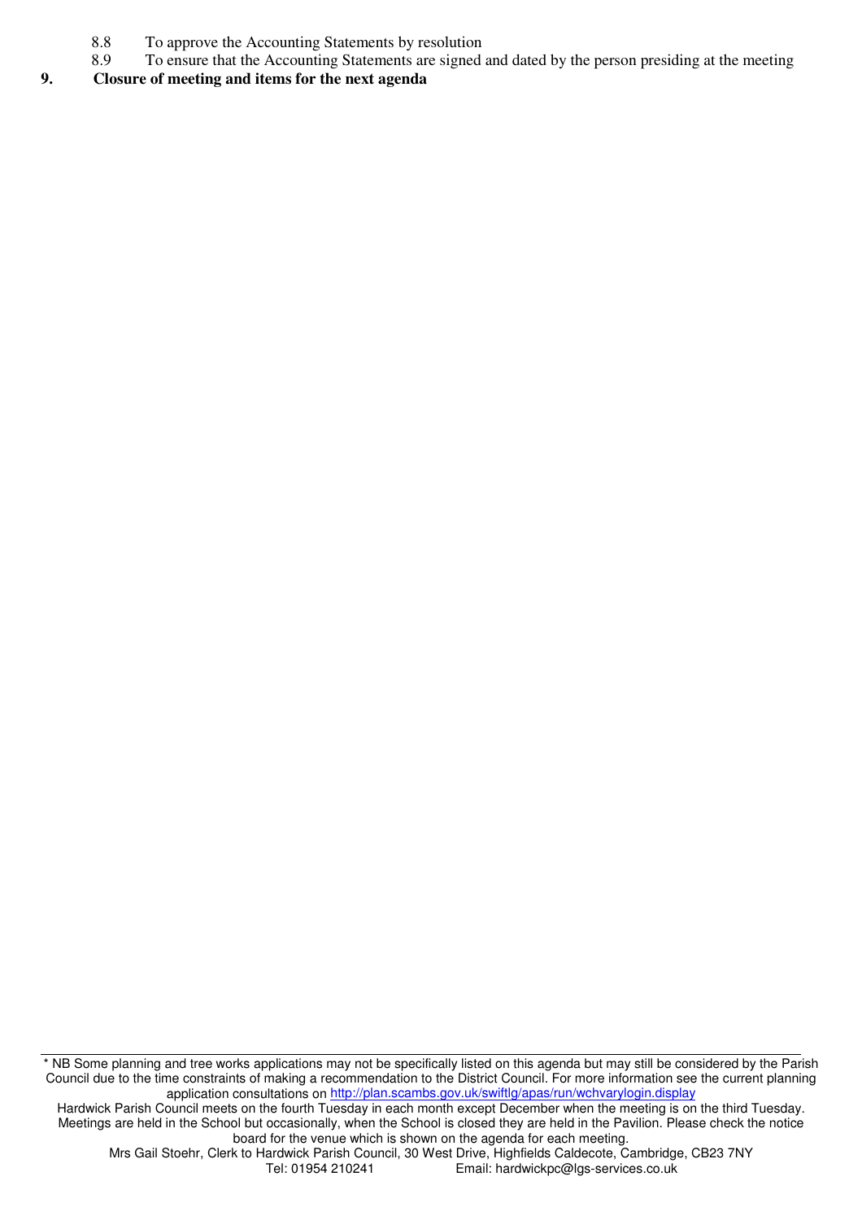8.8 To approve the Accounting Statements by resolution

8.9 To ensure that the Accounting Statements are signed and dated by the person presiding at the meeting

**9. Closure of meeting and items for the next agenda**

---

* NB Some planning and tree works applications may not be specifically listed on this agenda but may still be considered by the Parish Council due to the time constraints of making a recommendation to the District Council. For more information see the current planning application consultations on http://plan.scambs.gov.uk/swiftlg/apas/run/wchvarylogin.display

Hardwick Parish Council meets on the fourth Tuesday in each month except December when the meeting is on the third Tuesday. Meetings are held in the School but occasionally, when the School is closed they are held in the Pavilion. Please check the notice board for the venue which is shown on the agenda for each meeting.

Mrs Gail Stoehr, Clerk to Hardwick Parish Council, 30 West Drive, Highfields Caldecote, Cambridge, CB23 7NY
Tel: 01954 210241 Email: hardwickpc@lgs-services.co.uk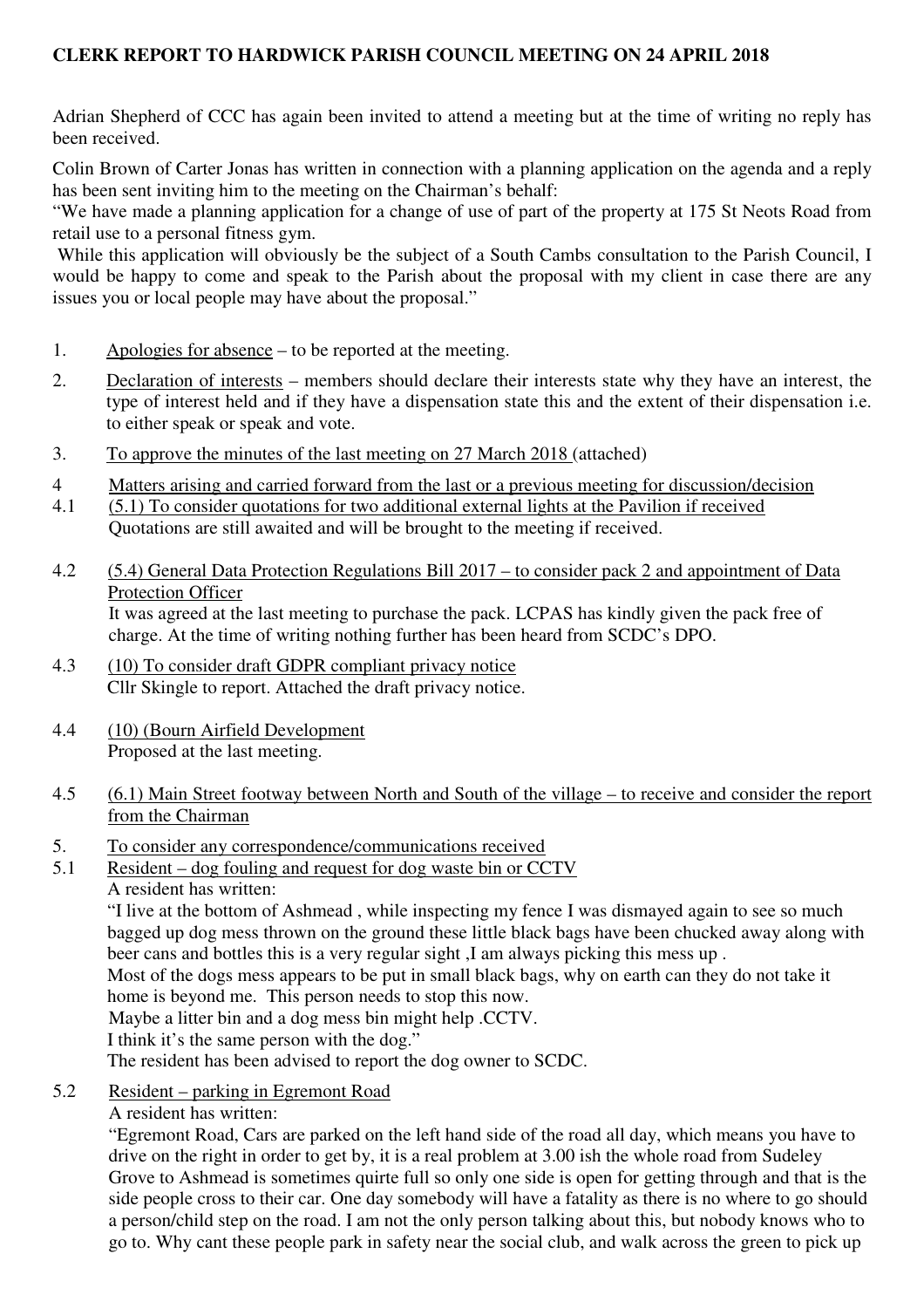**CLERK REPORT TO HARDWICK PARISH COUNCIL MEETING ON 24 APRIL 2018**

Adrian Shepherd of CCC has again been invited to attend a meeting but at the time of writing no reply has been received.

Colin Brown of Carter Jonas has written in connection with a planning application on the agenda and a reply has been sent inviting him to the meeting on the Chairman's behalf:
"We have made a planning application for a change of use of part of the property at 175 St Neots Road from retail use to a personal fitness gym.
While this application will obviously be the subject of a South Cambs consultation to the Parish Council, I would be happy to come and speak to the Parish about the proposal with my client in case there are any issues you or local people may have about the proposal."

1. Apologies for absence – to be reported at the meeting.

2. Declaration of interests – members should declare their interests state why they have an interest, the type of interest held and if they have a dispensation state this and the extent of their dispensation i.e. to either speak or speak and vote.

3. To approve the minutes of the last meeting on 27 March 2018 (attached)

4 Matters arising and carried forward from the last or a previous meeting for discussion/decision

4.1 (5.1) To consider quotations for two additional external lights at the Pavilion if received
Quotations are still awaited and will be brought to the meeting if received.

4.2 (5.4) General Data Protection Regulations Bill 2017 – to consider pack 2 and appointment of Data Protection Officer
It was agreed at the last meeting to purchase the pack. LCPAS has kindly given the pack free of charge. At the time of writing nothing further has been heard from SCDC's DPO.

4.3 (10) To consider draft GDPR compliant privacy notice
Cllr Skingle to report. Attached the draft privacy notice.

4.4 (10) (Bourn Airfield Development
Proposed at the last meeting.

4.5 (6.1) Main Street footway between North and South of the village – to receive and consider the report from the Chairman

5. To consider any correspondence/communications received

5.1 Resident – dog fouling and request for dog waste bin or CCTV
A resident has written:
"I live at the bottom of Ashmead , while inspecting my fence I was dismayed again to see so much bagged up dog mess thrown on the ground these little black bags have been chucked away along with beer cans and bottles this is a very regular sight ,I am always picking this mess up .
Most of the dogs mess appears to be put in small black bags, why on earth can they do not take it home is beyond me. This person needs to stop this now.
Maybe a litter bin and a dog mess bin might help .CCTV.
I think it's the same person with the dog."
The resident has been advised to report the dog owner to SCDC.

5.2 Resident – parking in Egremont Road
A resident has written:
"Egremont Road, Cars are parked on the left hand side of the road all day, which means you have to drive on the right in order to get by, it is a real problem at 3.00 ish the whole road from Sudeley Grove to Ashmead is sometimes quirte full so only one side is open for getting through and that is the side people cross to their car. One day somebody will have a fatality as there is no where to go should a person/child step on the road. I am not the only person talking about this, but nobody knows who to go to. Why cant these people park in safety near the social club, and walk across the green to pick up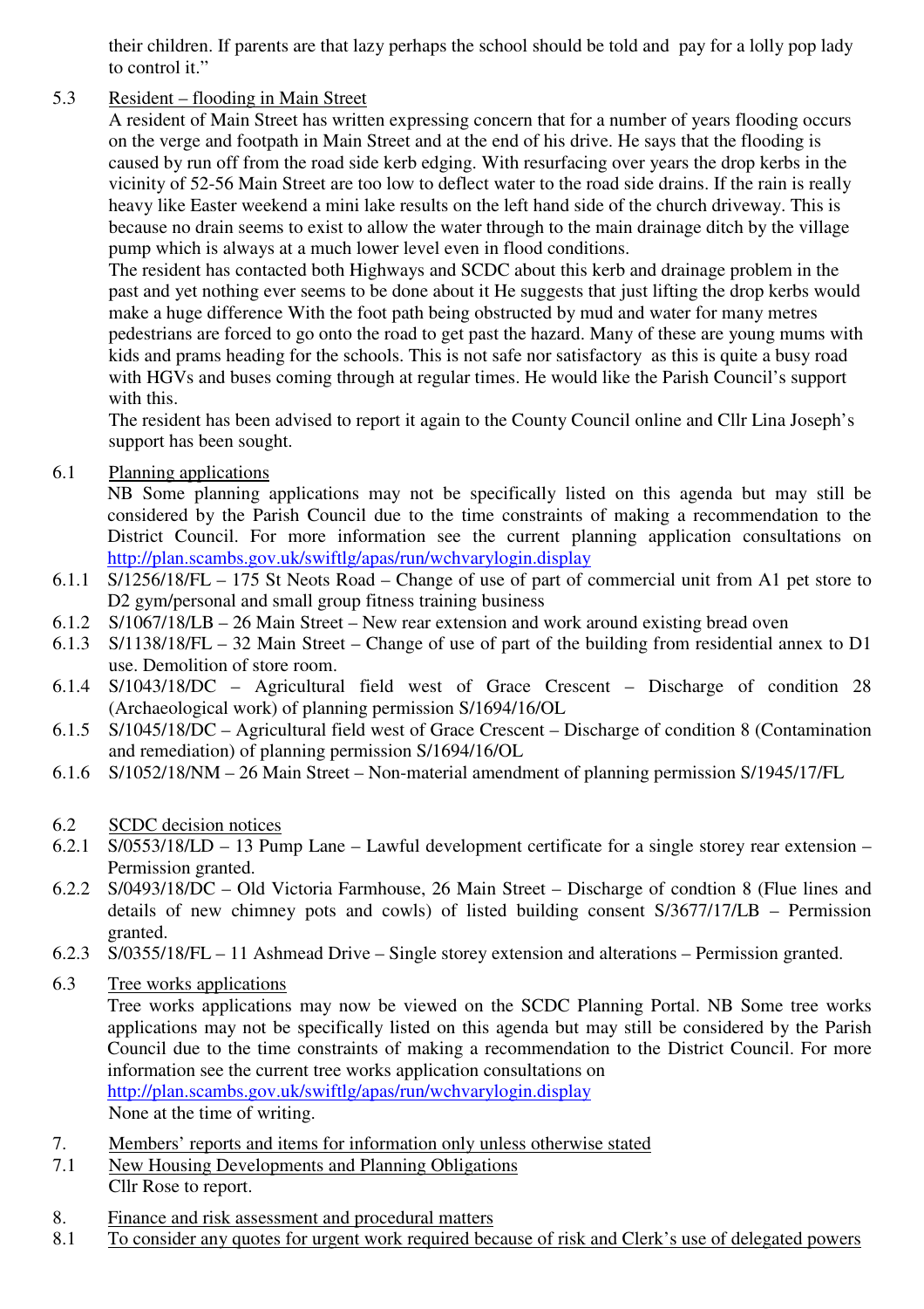their children. If parents are that lazy perhaps the school should be told and pay for a lolly pop lady to control it."

5.3 Resident – flooding in Main Street

A resident of Main Street has written expressing concern that for a number of years flooding occurs on the verge and footpath in Main Street and at the end of his drive. He says that the flooding is caused by run off from the road side kerb edging. With resurfacing over years the drop kerbs in the vicinity of 52-56 Main Street are too low to deflect water to the road side drains. If the rain is really heavy like Easter weekend a mini lake results on the left hand side of the church driveway. This is because no drain seems to exist to allow the water through to the main drainage ditch by the village pump which is always at a much lower level even in flood conditions.

The resident has contacted both Highways and SCDC about this kerb and drainage problem in the past and yet nothing ever seems to be done about it He suggests that just lifting the drop kerbs would make a huge difference With the foot path being obstructed by mud and water for many metres pedestrians are forced to go onto the road to get past the hazard. Many of these are young mums with kids and prams heading for the schools. This is not safe nor satisfactory as this is quite a busy road with HGVs and buses coming through at regular times. He would like the Parish Council's support with this.

The resident has been advised to report it again to the County Council online and Cllr Lina Joseph's support has been sought.

6.1 Planning applications

NB Some planning applications may not be specifically listed on this agenda but may still be considered by the Parish Council due to the time constraints of making a recommendation to the District Council. For more information see the current planning application consultations on http://plan.scambs.gov.uk/swiftlg/apas/run/wchvarylogin.display

6.1.1 S/1256/18/FL – 175 St Neots Road – Change of use of part of commercial unit from A1 pet store to D2 gym/personal and small group fitness training business

6.1.2 S/1067/18/LB – 26 Main Street – New rear extension and work around existing bread oven

6.1.3 S/1138/18/FL – 32 Main Street – Change of use of part of the building from residential annex to D1 use. Demolition of store room.

6.1.4 S/1043/18/DC – Agricultural field west of Grace Crescent – Discharge of condition 28 (Archaeological work) of planning permission S/1694/16/OL

6.1.5 S/1045/18/DC – Agricultural field west of Grace Crescent – Discharge of condition 8 (Contamination and remediation) of planning permission S/1694/16/OL

6.1.6 S/1052/18/NM – 26 Main Street – Non-material amendment of planning permission S/1945/17/FL

6.2 SCDC decision notices

6.2.1 S/0553/18/LD – 13 Pump Lane – Lawful development certificate for a single storey rear extension – Permission granted.

6.2.2 S/0493/18/DC – Old Victoria Farmhouse, 26 Main Street – Discharge of condtion 8 (Flue lines and details of new chimney pots and cowls) of listed building consent S/3677/17/LB – Permission granted.

6.2.3 S/0355/18/FL – 11 Ashmead Drive – Single storey extension and alterations – Permission granted.

6.3 Tree works applications

Tree works applications may now be viewed on the SCDC Planning Portal. NB Some tree works applications may not be specifically listed on this agenda but may still be considered by the Parish Council due to the time constraints of making a recommendation to the District Council. For more information see the current tree works application consultations on http://plan.scambs.gov.uk/swiftlg/apas/run/wchvarylogin.display

None at the time of writing.

7. Members' reports and items for information only unless otherwise stated

7.1 New Housing Developments and Planning Obligations

Cllr Rose to report.

8. Finance and risk assessment and procedural matters

8.1 To consider any quotes for urgent work required because of risk and Clerk's use of delegated powers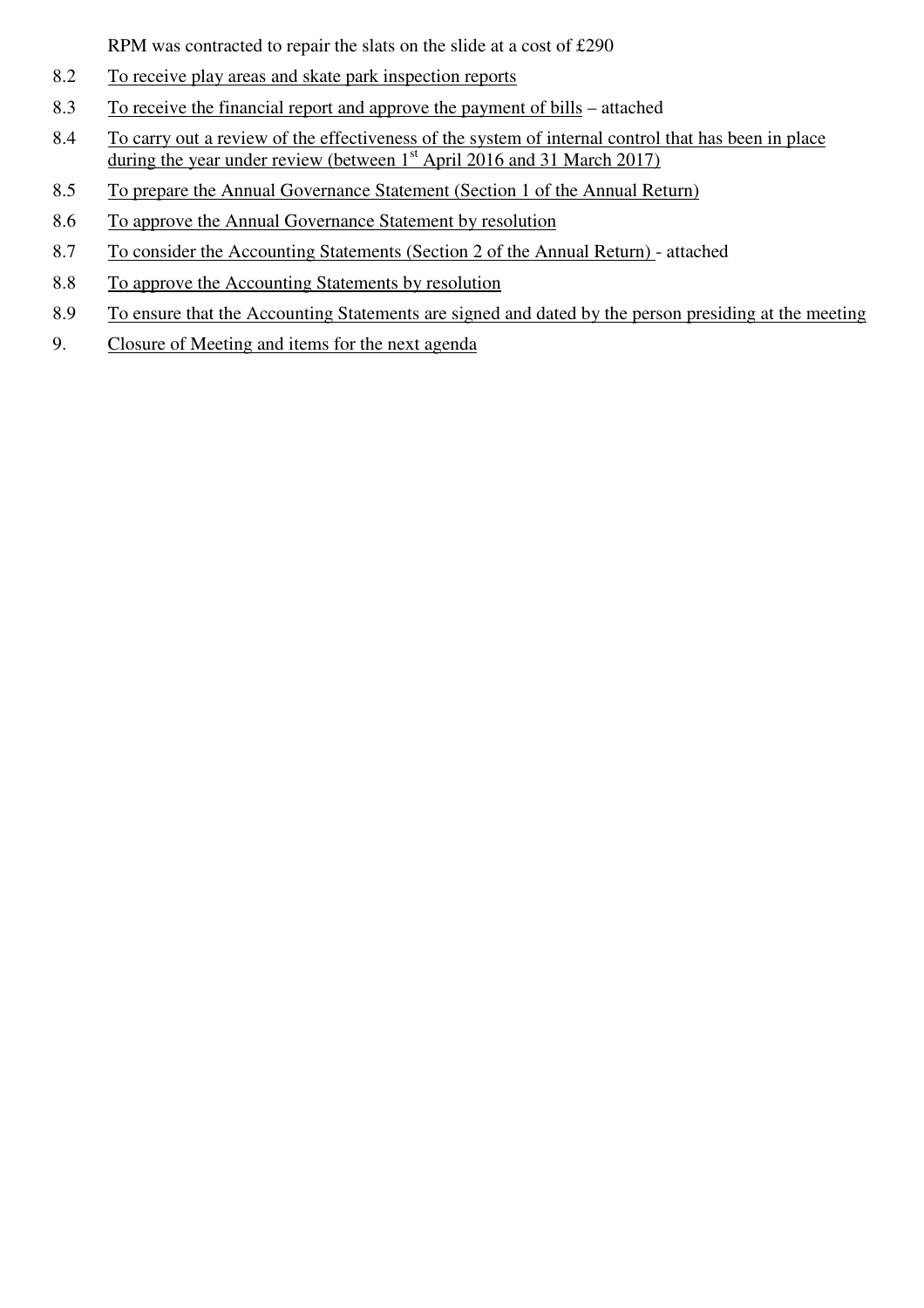RPM was contracted to repair the slats on the slide at a cost of £290

8.2 To receive play areas and skate park inspection reports

8.3 To receive the financial report and approve the payment of bills – attached

8.4 To carry out a review of the effectiveness of the system of internal control that has been in place during the year under review (between 1st April 2016 and 31 March 2017)

8.5 To prepare the Annual Governance Statement (Section 1 of the Annual Return)

8.6 To approve the Annual Governance Statement by resolution

8.7 To consider the Accounting Statements (Section 2 of the Annual Return) - attached

8.8 To approve the Accounting Statements by resolution

8.9 To ensure that the Accounting Statements are signed and dated by the person presiding at the meeting

9. Closure of Meeting and items for the next agenda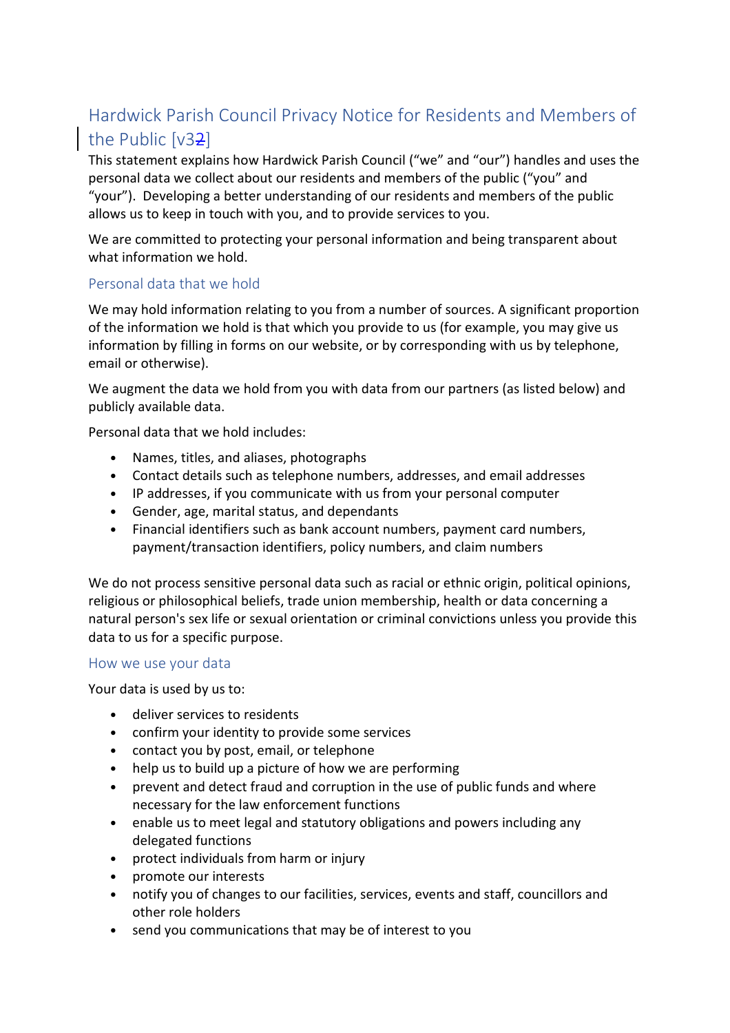# Hardwick Parish Council Privacy Notice for Residents and Members of the Public [v3~~2~~]

This statement explains how Hardwick Parish Council ("we" and "our") handles and uses the personal data we collect about our residents and members of the public ("you" and "your"). Developing a better understanding of our residents and members of the public allows us to keep in touch with you, and to provide services to you.

We are committed to protecting your personal information and being transparent about what information we hold.

## Personal data that we hold

We may hold information relating to you from a number of sources. A significant proportion of the information we hold is that which you provide to us (for example, you may give us information by filling in forms on our website, or by corresponding with us by telephone, email or otherwise).

We augment the data we hold from you with data from our partners (as listed below) and publicly available data.

Personal data that we hold includes:

- Names, titles, and aliases, photographs
- Contact details such as telephone numbers, addresses, and email addresses
- IP addresses, if you communicate with us from your personal computer
- Gender, age, marital status, and dependants
- Financial identifiers such as bank account numbers, payment card numbers, payment/transaction identifiers, policy numbers, and claim numbers

We do not process sensitive personal data such as racial or ethnic origin, political opinions, religious or philosophical beliefs, trade union membership, health or data concerning a natural person's sex life or sexual orientation or criminal convictions unless you provide this data to us for a specific purpose.

## How we use your data

Your data is used by us to:

- deliver services to residents
- confirm your identity to provide some services
- contact you by post, email, or telephone
- help us to build up a picture of how we are performing
- prevent and detect fraud and corruption in the use of public funds and where necessary for the law enforcement functions
- enable us to meet legal and statutory obligations and powers including any delegated functions
- protect individuals from harm or injury
- promote our interests
- notify you of changes to our facilities, services, events and staff, councillors and other role holders
- send you communications that may be of interest to you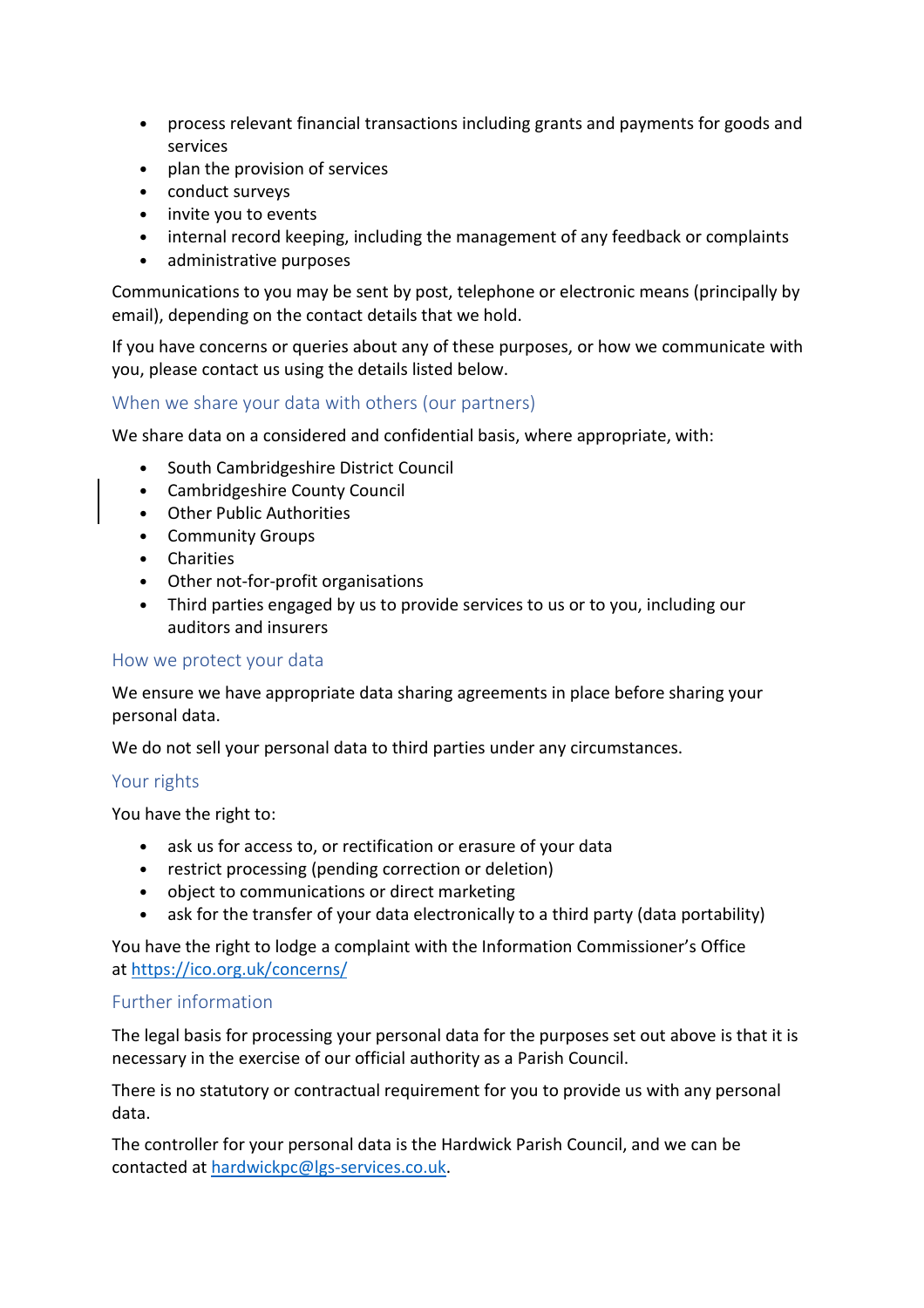- process relevant financial transactions including grants and payments for goods and services
- plan the provision of services
- conduct surveys
- invite you to events
- internal record keeping, including the management of any feedback or complaints
- administrative purposes

Communications to you may be sent by post, telephone or electronic means (principally by email), depending on the contact details that we hold.

If you have concerns or queries about any of these purposes, or how we communicate with you, please contact us using the details listed below.

## When we share your data with others (our partners)

We share data on a considered and confidential basis, where appropriate, with:

- South Cambridgeshire District Council
- Cambridgeshire County Council
- Other Public Authorities
- Community Groups
- Charities
- Other not-for-profit organisations
- Third parties engaged by us to provide services to us or to you, including our auditors and insurers

## How we protect your data

We ensure we have appropriate data sharing agreements in place before sharing your personal data.

We do not sell your personal data to third parties under any circumstances.

## Your rights

You have the right to:

- ask us for access to, or rectification or erasure of your data
- restrict processing (pending correction or deletion)
- object to communications or direct marketing
- ask for the transfer of your data electronically to a third party (data portability)

You have the right to lodge a complaint with the Information Commissioner's Office at https://ico.org.uk/concerns/

## Further information

The legal basis for processing your personal data for the purposes set out above is that it is necessary in the exercise of our official authority as a Parish Council.

There is no statutory or contractual requirement for you to provide us with any personal data.

The controller for your personal data is the Hardwick Parish Council, and we can be contacted at hardwickpc@lgs-services.co.uk.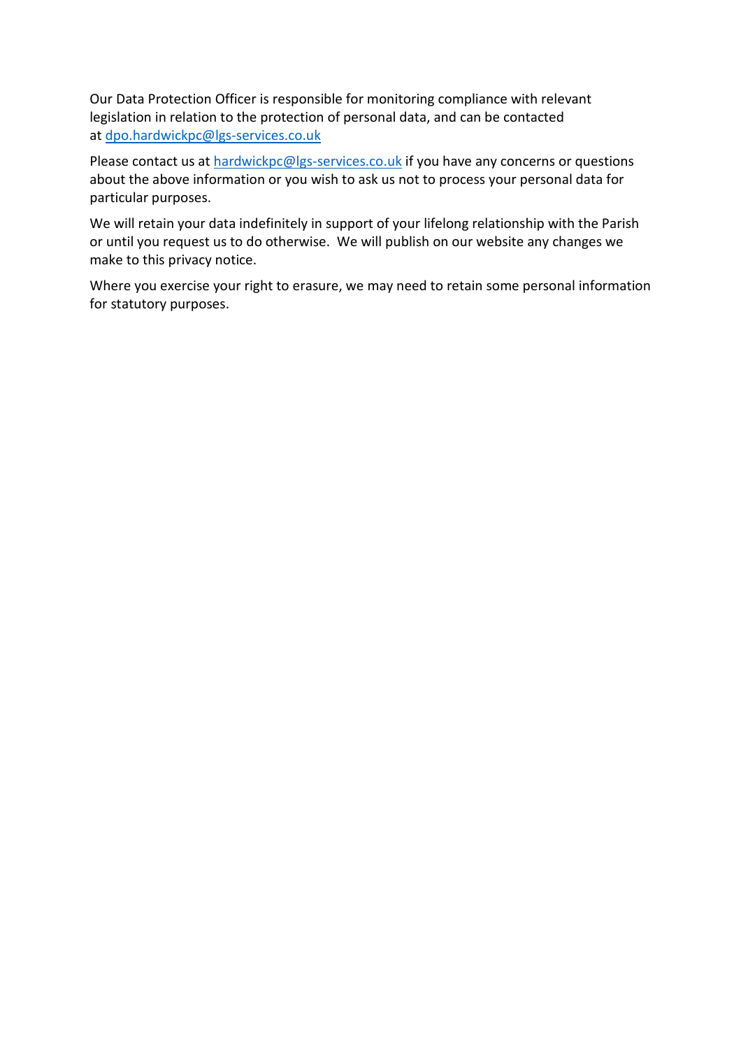Our Data Protection Officer is responsible for monitoring compliance with relevant legislation in relation to the protection of personal data, and can be contacted at [dpo.hardwickpc@lgs-services.co.uk](mailto:dpo.hardwickpc@lgs-services.co.uk)

Please contact us at [hardwickpc@lgs-services.co.uk](mailto:hardwickpc@lgs-services.co.uk) if you have any concerns or questions about the above information or you wish to ask us not to process your personal data for particular purposes.

We will retain your data indefinitely in support of your lifelong relationship with the Parish or until you request us to do otherwise. We will publish on our website any changes we make to this privacy notice.

Where you exercise your right to erasure, we may need to retain some personal information for statutory purposes.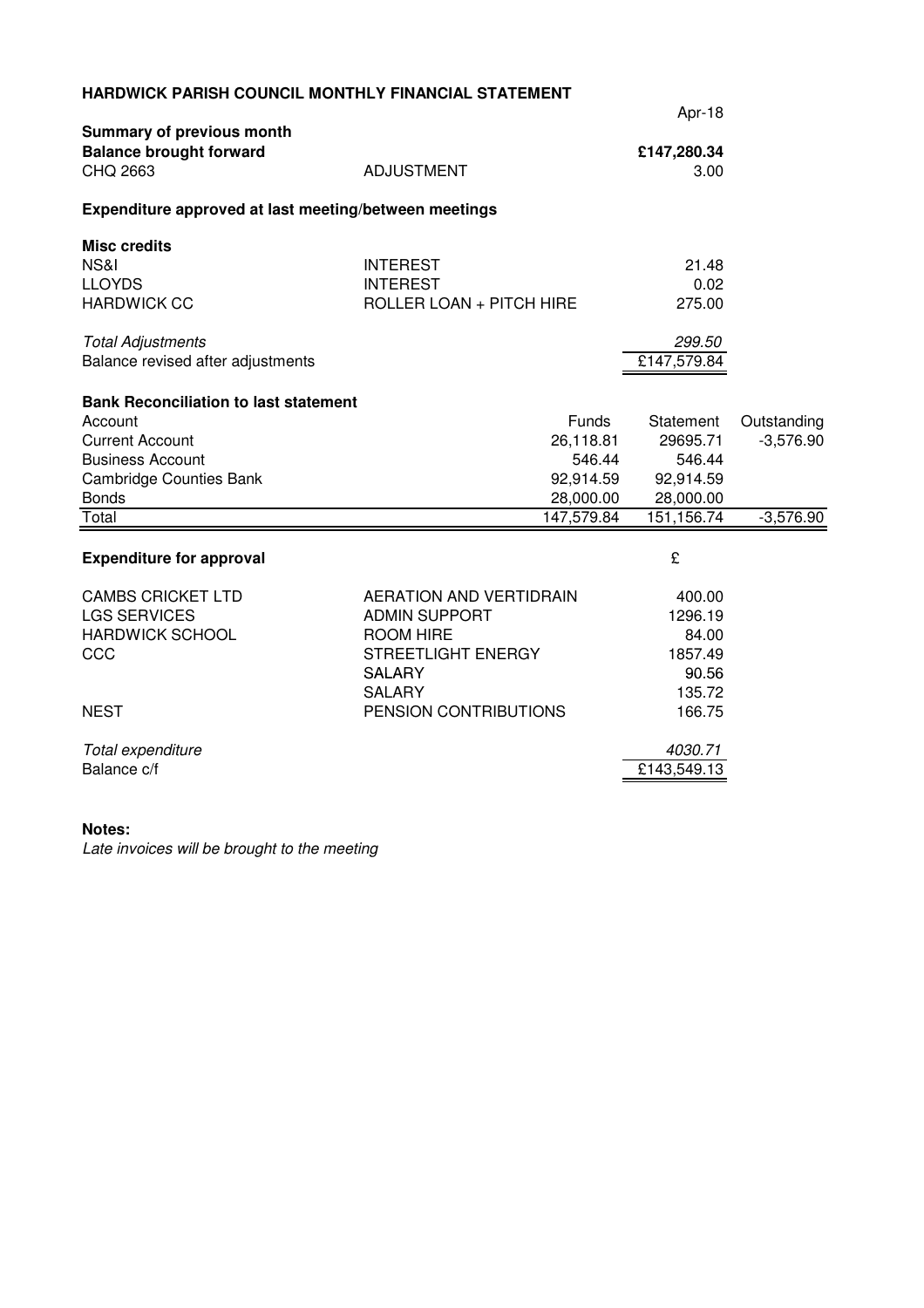# HARDWICK PARISH COUNCIL MONTHLY FINANCIAL STATEMENT

Apr-18

**Summary of previous month**

| | | |
|---|---|---|
| **Balance brought forward** | | **£147,280.34** |
| CHQ 2663 | ADJUSTMENT | 3.00 |

**Expenditure approved at last meeting/between meetings**

**Misc credits**

| | | |
|---|---|---|
| NS&I | INTEREST | 21.48 |
| LLOYDS | INTEREST | 0.02 |
| HARDWICK CC | ROLLER LOAN + PITCH HIRE | 275.00 |
| *Total Adjustments* | | *299.50* |
| Balance revised after adjustments | | £147,579.84 |

**Bank Reconciliation to last statement**

| Account | Funds | Statement | Outstanding |
|---|---|---|---|
| Current Account | 26,118.81 | 29695.71 | -3,576.90 |
| Business Account | 546.44 | 546.44 | |
| Cambridge Counties Bank | 92,914.59 | 92,914.59 | |
| Bonds | 28,000.00 | 28,000.00 | |
| Total | 147,579.84 | 151,156.74 | -3,576.90 |

**Expenditure for approval**

| | | £ |
|---|---|---|
| CAMBS CRICKET LTD | AERATION AND VERTIDRAIN | 400.00 |
| LGS SERVICES | ADMIN SUPPORT | 1296.19 |
| HARDWICK SCHOOL | ROOM HIRE | 84.00 |
| CCC | STREETLIGHT ENERGY | 1857.49 |
| | SALARY | 90.56 |
| | SALARY | 135.72 |
| NEST | PENSION CONTRIBUTIONS | 166.75 |
| *Total expenditure* | | *4030.71* |
| Balance c/f | | £143,549.13 |

**Notes:**

*Late invoices will be brought to the meeting*